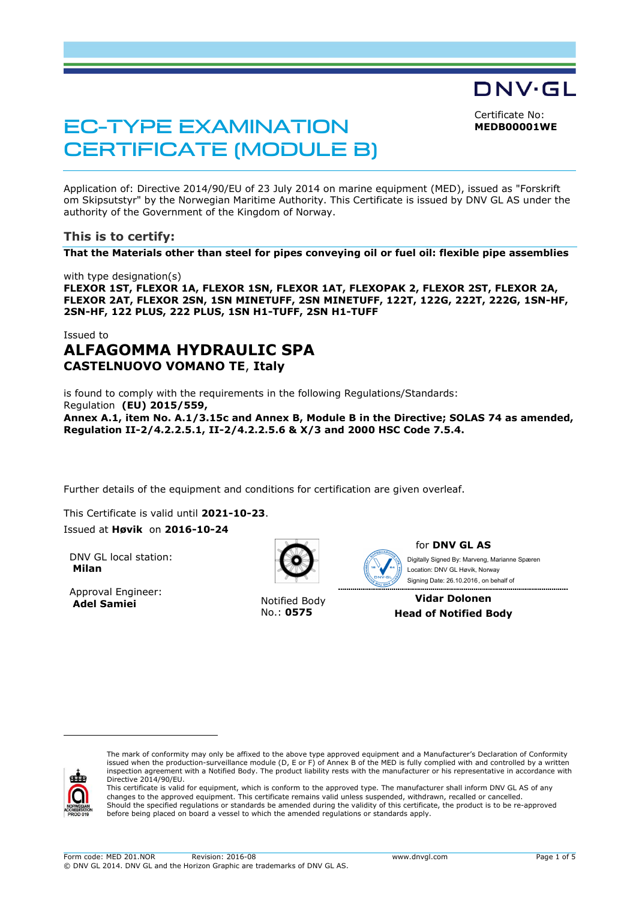DNV·GL

# EC-TYPE EXAMINATION CERTIFICATE (MODULE B)

Certificate No:
**MEDB00001WE**

Application of: Directive 2014/90/EU of 23 July 2014 on marine equipment (MED), issued as "Forskrift om Skipsutstyr" by the Norwegian Maritime Authority. This Certificate is issued by DNV GL AS under the authority of the Government of the Kingdom of Norway.

## This is to certify:

**That the Materials other than steel for pipes conveying oil or fuel oil: flexible pipe assemblies**

with type designation(s)
**FLEXOR 1ST, FLEXOR 1A, FLEXOR 1SN, FLEXOR 1AT, FLEXOPAK 2, FLEXOR 2ST, FLEXOR 2A, FLEXOR 2AT, FLEXOR 2SN, 1SN MINETUFF, 2SN MINETUFF, 122T, 122G, 222T, 222G, 1SN-HF, 2SN-HF, 122 PLUS, 222 PLUS, 1SN H1-TUFF, 2SN H1-TUFF**

Issued to

## ALFAGOMMA HYDRAULIC SPA
**CASTELNUOVO VOMANO TE**, **Italy**

is found to comply with the requirements in the following Regulations/Standards:
Regulation **(EU) 2015/559,**
**Annex A.1, item No. A.1/3.15c and Annex B, Module B in the Directive; SOLAS 74 as amended, Regulation II-2/4.2.2.5.1, II-2/4.2.2.5.6 & X/3 and 2000 HSC Code 7.5.4.**

Further details of the equipment and conditions for certification are given overleaf.

This Certificate is valid until **2021-10-23**.
Issued at **Høvik** on **2016-10-24**

DNV GL local station:
**Milan**

Approval Engineer:
**Adel Samiei**

Notified Body No.: **0575**

for **DNV GL AS**

Digitally Signed By: Marveng, Marianne Spæren
Location: DNV GL Høvik, Norway
Signing Date: 26.10.2016 , on behalf of

**Vidar Dolonen**
**Head of Notified Body**

---

The mark of conformity may only be affixed to the above type approved equipment and a Manufacturer's Declaration of Conformity issued when the production-surveillance module (D, E or F) of Annex B of the MED is fully complied with and controlled by a written inspection agreement with a Notified Body. The product liability rests with the manufacturer or his representative in accordance with Directive 2014/90/EU.
This certificate is valid for equipment, which is conform to the approved type. The manufacturer shall inform DNV GL AS of any changes to the approved equipment. This certificate remains valid unless suspended, withdrawn, recalled or cancelled.
Should the specified regulations or standards be amended during the validity of this certificate, the product is to be re-approved before being placed on board a vessel to which the amended regulations or standards apply.

Form code: MED 201.NOR Revision: 2016-08 www.dnvgl.com
© DNV GL 2014. DNV GL and the Horizon Graphic are trademarks of DNV GL AS.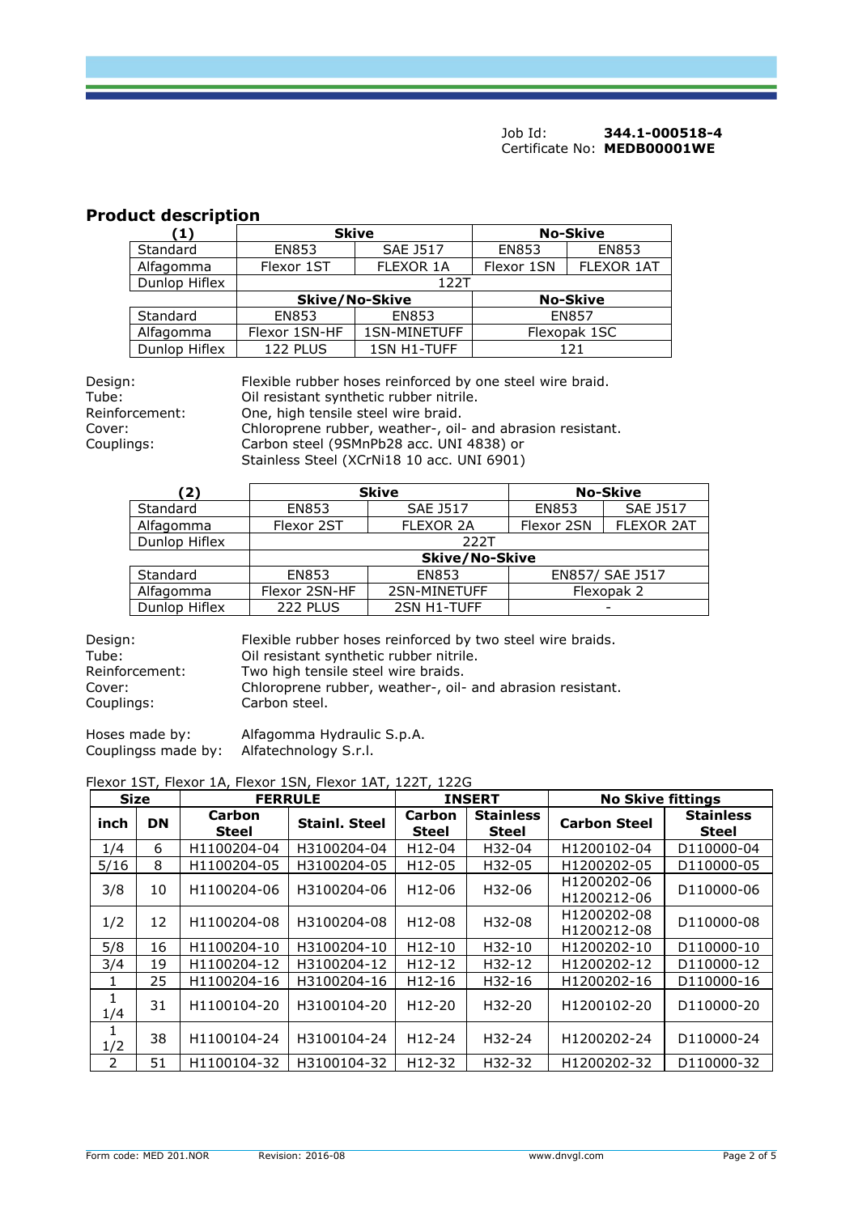Job Id: **344.1-000518-4**
Certificate No: **MEDB00001WE**

## Product description

| (1) | Skive | | No-Skive | |
|---|---|---|---|---|
| Standard | EN853 | SAE J517 | EN853 | EN853 |
| Alfagomma | Flexor 1ST | FLEXOR 1A | Flexor 1SN | FLEXOR 1AT |
| Dunlop Hiflex | 122T | | | |
| | Skive/No-Skive | | No-Skive | |
| Standard | EN853 | EN853 | EN857 | |
| Alfagomma | Flexor 1SN-HF | 1SN-MINETUFF | Flexopak 1SC | |
| Dunlop Hiflex | 122 PLUS | 1SN H1-TUFF | 121 | |

Design: Flexible rubber hoses reinforced by one steel wire braid.
Tube: Oil resistant synthetic rubber nitrile.
Reinforcement: One, high tensile steel wire braid.
Cover: Chloroprene rubber, weather-, oil- and abrasion resistant.
Couplings: Carbon steel (9SMnPb28 acc. UNI 4838) or
Stainless Steel (XCrNi18 10 acc. UNI 6901)

| (2) | Skive | | No-Skive | |
|---|---|---|---|---|
| Standard | EN853 | SAE J517 | EN853 | SAE J517 |
| Alfagomma | Flexor 2ST | FLEXOR 2A | Flexor 2SN | FLEXOR 2AT |
| Dunlop Hiflex | 222T | | | |
| | Skive/No-Skive | | | |
| Standard | EN853 | EN853 | EN857/ SAE J517 | |
| Alfagomma | Flexor 2SN-HF | 2SN-MINETUFF | Flexopak 2 | |
| Dunlop Hiflex | 222 PLUS | 2SN H1-TUFF | - | |

Design: Flexible rubber hoses reinforced by two steel wire braids.
Tube: Oil resistant synthetic rubber nitrile.
Reinforcement: Two high tensile steel wire braids.
Cover: Chloroprene rubber, weather-, oil- and abrasion resistant.
Couplings: Carbon steel.

Hoses made by: Alfagomma Hydraulic S.p.A.
Couplingss made by: Alfatechnology S.r.l.

Flexor 1ST, Flexor 1A, Flexor 1SN, Flexor 1AT, 122T, 122G

| Size | | FERRULE | | INSERT | | No Skive fittings | |
|---|---|---|---|---|---|---|---|
| inch | DN | Carbon Steel | Stainl. Steel | Carbon Steel | Stainless Steel | Carbon Steel | Stainless Steel |
| 1/4 | 6 | H1100204-04 | H3100204-04 | H12-04 | H32-04 | H1200102-04 | D110000-04 |
| 5/16 | 8 | H1100204-05 | H3100204-05 | H12-05 | H32-05 | H1200202-05 | D110000-05 |
| 3/8 | 10 | H1100204-06 | H3100204-06 | H12-06 | H32-06 | H1200202-06 H1200212-06 | D110000-06 |
| 1/2 | 12 | H1100204-08 | H3100204-08 | H12-08 | H32-08 | H1200202-08 H1200212-08 | D110000-08 |
| 5/8 | 16 | H1100204-10 | H3100204-10 | H12-10 | H32-10 | H1200202-10 | D110000-10 |
| 3/4 | 19 | H1100204-12 | H3100204-12 | H12-12 | H32-12 | H1200202-12 | D110000-12 |
| 1 | 25 | H1100204-16 | H3100204-16 | H12-16 | H32-16 | H1200202-16 | D110000-16 |
| 1 1/4 | 31 | H1100104-20 | H3100104-20 | H12-20 | H32-20 | H1200102-20 | D110000-20 |
| 1 1/2 | 38 | H1100104-24 | H3100104-24 | H12-24 | H32-24 | H1200202-24 | D110000-24 |
| 2 | 51 | H1100104-32 | H3100104-32 | H12-32 | H32-32 | H1200202-32 | D110000-32 |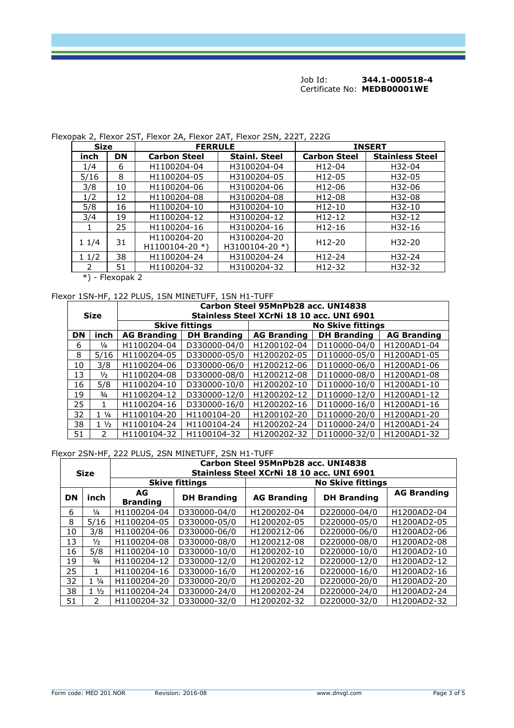Job Id: **344.1-000518-4**
Certificate No: **MEDB00001WE**

Flexopak 2, Flexor 2ST, Flexor 2A, Flexor 2AT, Flexor 2SN, 222T, 222G

| Size | | FERRULE | | INSERT | |
|---|---|---|---|---|---|
| **inch** | **DN** | **Carbon Steel** | **Stainl. Steel** | **Carbon Steel** | **Stainless Steel** |
| 1/4 | 6 | H1100204-04 | H3100204-04 | H12-04 | H32-04 |
| 5/16 | 8 | H1100204-05 | H3100204-05 | H12-05 | H32-05 |
| 3/8 | 10 | H1100204-06 | H3100204-06 | H12-06 | H32-06 |
| 1/2 | 12 | H1100204-08 | H3100204-08 | H12-08 | H32-08 |
| 5/8 | 16 | H1100204-10 | H3100204-10 | H12-10 | H32-10 |
| 3/4 | 19 | H1100204-12 | H3100204-12 | H12-12 | H32-12 |
| 1 | 25 | H1100204-16 | H3100204-16 | H12-16 | H32-16 |
| 1 1/4 | 31 | H1100204-20 H1100104-20 *) | H3100204-20 H3100104-20 *) | H12-20 | H32-20 |
| 1 1/2 | 38 | H1100204-24 | H3100204-24 | H12-24 | H32-24 |
| 2 | 51 | H1100204-32 | H3100204-32 | H12-32 | H32-32 |

*) - Flexopak 2

Flexor 1SN-HF, 122 PLUS, 1SN MINETUFF, 1SN H1-TUFF

| Size | | Carbon Steel 95MnPb28 acc. UNI4838 Stainless Steel XCrNi 18 10 acc. UNI 6901 | | | | |
|---|---|---|---|---|---|---|
| | | Skive fittings | | No Skive fittings | | |
| **DN** | **inch** | **AG Branding** | **DH Branding** | **AG Branding** | **DH Branding** | **AG Branding** |
| 6 | ¼ | H1100204-04 | D330000-04/0 | H1200102-04 | D110000-04/0 | H1200AD1-04 |
| 8 | 5/16 | H1100204-05 | D330000-05/0 | H1200202-05 | D110000-05/0 | H1200AD1-05 |
| 10 | 3/8 | H1100204-06 | D330000-06/0 | H1200212-06 | D110000-06/0 | H1200AD1-06 |
| 13 | ½ | H1100204-08 | D330000-08/0 | H1200212-08 | D110000-08/0 | H1200AD1-08 |
| 16 | 5/8 | H1100204-10 | D330000-10/0 | H1200202-10 | D110000-10/0 | H1200AD1-10 |
| 19 | ¾ | H1100204-12 | D330000-12/0 | H1200202-12 | D110000-12/0 | H1200AD1-12 |
| 25 | 1 | H1100204-16 | D330000-16/0 | H1200202-16 | D110000-16/0 | H1200AD1-16 |
| 32 | 1 ¼ | H1100104-20 | H1100104-20 | H1200102-20 | D110000-20/0 | H1200AD1-20 |
| 38 | 1 ½ | H1100104-24 | H1100104-24 | H1200202-24 | D110000-24/0 | H1200AD1-24 |
| 51 | 2 | H1100104-32 | H1100104-32 | H1200202-32 | D110000-32/0 | H1200AD1-32 |

Flexor 2SN-HF, 222 PLUS, 2SN MINETUFF, 2SN H1-TUFF

| Size | | Carbon Steel 95MnPb28 acc. UNI4838 Stainless Steel XCrNi 18 10 acc. UNI 6901 | | | | |
|---|---|---|---|---|---|---|
| | | Skive fittings | | No Skive fittings | | |
| **DN** | **inch** | **AG Branding** | **DH Branding** | **AG Branding** | **DH Branding** | **AG Branding** |
| 6 | ¼ | H1100204-04 | D330000-04/0 | H1200202-04 | D220000-04/0 | H1200AD2-04 |
| 8 | 5/16 | H1100204-05 | D330000-05/0 | H1200202-05 | D220000-05/0 | H1200AD2-05 |
| 10 | 3/8 | H1100204-06 | D330000-06/0 | H1200212-06 | D220000-06/0 | H1200AD2-06 |
| 13 | ½ | H1100204-08 | D330000-08/0 | H1200212-08 | D220000-08/0 | H1200AD2-08 |
| 16 | 5/8 | H1100204-10 | D330000-10/0 | H1200202-10 | D220000-10/0 | H1200AD2-10 |
| 19 | ¾ | H1100204-12 | D330000-12/0 | H1200202-12 | D220000-12/0 | H1200AD2-12 |
| 25 | 1 | H1100204-16 | D330000-16/0 | H1200202-16 | D220000-16/0 | H1200AD2-16 |
| 32 | 1 ¼ | H1100204-20 | D330000-20/0 | H1200202-20 | D220000-20/0 | H1200AD2-20 |
| 38 | 1 ½ | H1100204-24 | D330000-24/0 | H1200202-24 | D220000-24/0 | H1200AD2-24 |
| 51 | 2 | H1100204-32 | D330000-32/0 | H1200202-32 | D220000-32/0 | H1200AD2-32 |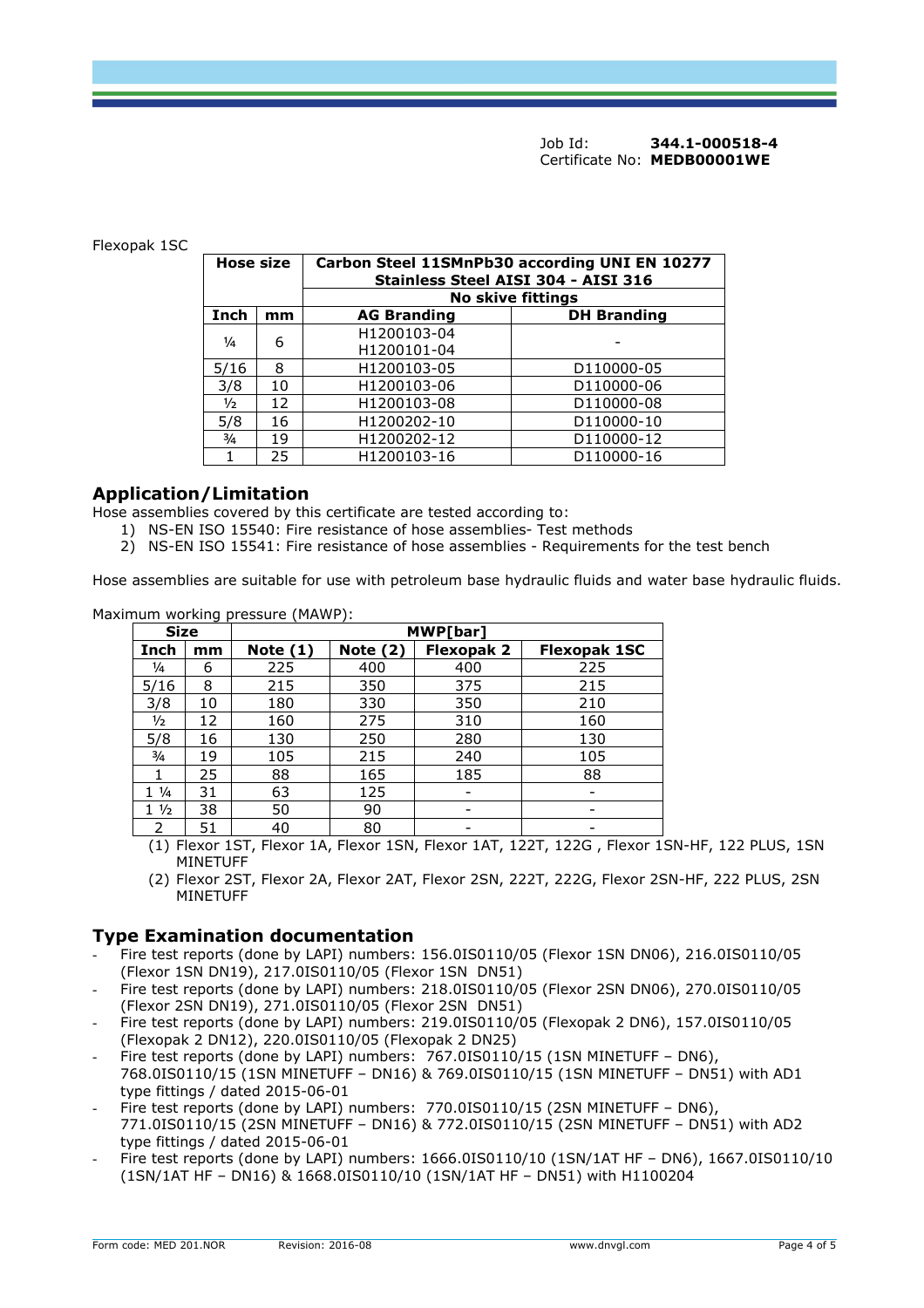Job Id: **344.1-000518-4**
Certificate No: **MEDB00001WE**

Flexopak 1SC

| Hose size | | Carbon Steel 11SMnPb30 according UNI EN 10277 Stainless Steel AISI 304 - AISI 316 | |
|---|---|---|---|
| | | No skive fittings | |
| Inch | mm | AG Branding | DH Branding |
| ¼ | 6 | H1200103-04<br>H1200101-04 | - |
| 5/16 | 8 | H1200103-05 | D110000-05 |
| 3/8 | 10 | H1200103-06 | D110000-06 |
| ½ | 12 | H1200103-08 | D110000-08 |
| 5/8 | 16 | H1200202-10 | D110000-10 |
| ¾ | 19 | H1200202-12 | D110000-12 |
| 1 | 25 | H1200103-16 | D110000-16 |

## Application/Limitation

Hose assemblies covered by this certificate are tested according to:

1) NS-EN ISO 15540: Fire resistance of hose assemblies- Test methods
2) NS-EN ISO 15541: Fire resistance of hose assemblies - Requirements for the test bench

Hose assemblies are suitable for use with petroleum base hydraulic fluids and water base hydraulic fluids.

Maximum working pressure (MAWP):

| Size | | MWP[bar] | | | |
|---|---|---|---|---|---|
| Inch | mm | Note (1) | Note (2) | Flexopak 2 | Flexopak 1SC |
| ¼ | 6 | 225 | 400 | 400 | 225 |
| 5/16 | 8 | 215 | 350 | 375 | 215 |
| 3/8 | 10 | 180 | 330 | 350 | 210 |
| ½ | 12 | 160 | 275 | 310 | 160 |
| 5/8 | 16 | 130 | 250 | 280 | 130 |
| ¾ | 19 | 105 | 215 | 240 | 105 |
| 1 | 25 | 88 | 165 | 185 | 88 |
| 1 ¼ | 31 | 63 | 125 | - | - |
| 1 ½ | 38 | 50 | 90 | - | - |
| 2 | 51 | 40 | 80 | - | - |

(1) Flexor 1ST, Flexor 1A, Flexor 1SN, Flexor 1AT, 122T, 122G , Flexor 1SN-HF, 122 PLUS, 1SN MINETUFF

(2) Flexor 2ST, Flexor 2A, Flexor 2AT, Flexor 2SN, 222T, 222G, Flexor 2SN-HF, 222 PLUS, 2SN MINETUFF

## Type Examination documentation

- Fire test reports (done by LAPI) numbers: 156.0IS0110/05 (Flexor 1SN DN06), 216.0IS0110/05 (Flexor 1SN DN19), 217.0IS0110/05 (Flexor 1SN DN51)
- Fire test reports (done by LAPI) numbers: 218.0IS0110/05 (Flexor 2SN DN06), 270.0IS0110/05 (Flexor 2SN DN19), 271.0IS0110/05 (Flexor 2SN DN51)
- Fire test reports (done by LAPI) numbers: 219.0IS0110/05 (Flexopak 2 DN6), 157.0IS0110/05 (Flexopak 2 DN12), 220.0IS0110/05 (Flexopak 2 DN25)
- Fire test reports (done by LAPI) numbers: 767.0IS0110/15 (1SN MINETUFF – DN6), 768.0IS0110/15 (1SN MINETUFF – DN16) & 769.0IS0110/15 (1SN MINETUFF – DN51) with AD1 type fittings / dated 2015-06-01
- Fire test reports (done by LAPI) numbers: 770.0IS0110/15 (2SN MINETUFF – DN6), 771.0IS0110/15 (2SN MINETUFF – DN16) & 772.0IS0110/15 (2SN MINETUFF – DN51) with AD2 type fittings / dated 2015-06-01
- Fire test reports (done by LAPI) numbers: 1666.0IS0110/10 (1SN/1AT HF – DN6), 1667.0IS0110/10 (1SN/1AT HF – DN16) & 1668.0IS0110/10 (1SN/1AT HF – DN51) with H1100204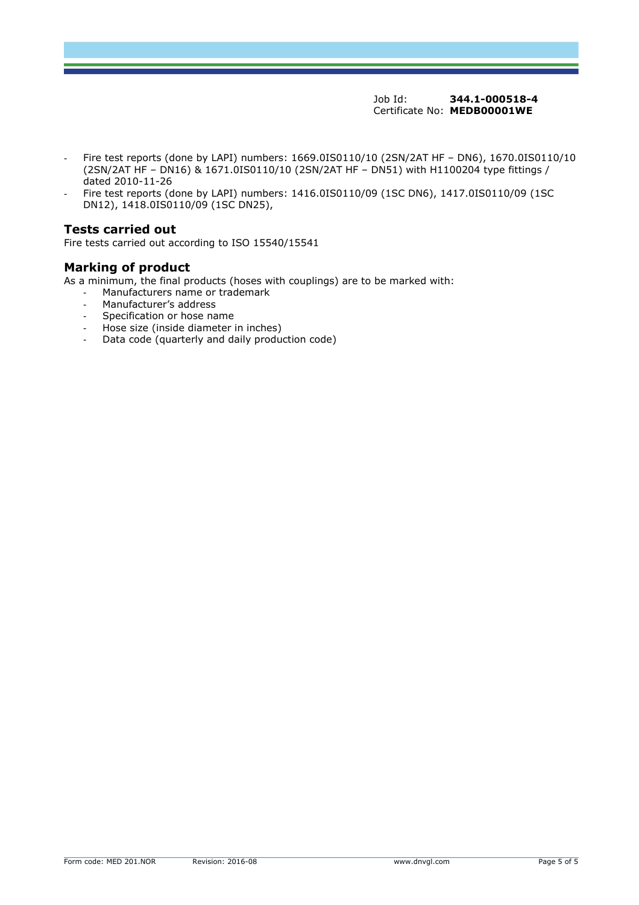Job Id: **344.1-000518-4**
Certificate No: **MEDB00001WE**

- Fire test reports (done by LAPI) numbers: 1669.0IS0110/10 (2SN/2AT HF – DN6), 1670.0IS0110/10 (2SN/2AT HF – DN16) & 1671.0IS0110/10 (2SN/2AT HF – DN51) with H1100204 type fittings / dated 2010-11-26
- Fire test reports (done by LAPI) numbers: 1416.0IS0110/09 (1SC DN6), 1417.0IS0110/09 (1SC DN12), 1418.0IS0110/09 (1SC DN25),

## Tests carried out

Fire tests carried out according to ISO 15540/15541

## Marking of product

As a minimum, the final products (hoses with couplings) are to be marked with:

- Manufacturers name or trademark
- Manufacturer's address
- Specification or hose name
- Hose size (inside diameter in inches)
- Data code (quarterly and daily production code)